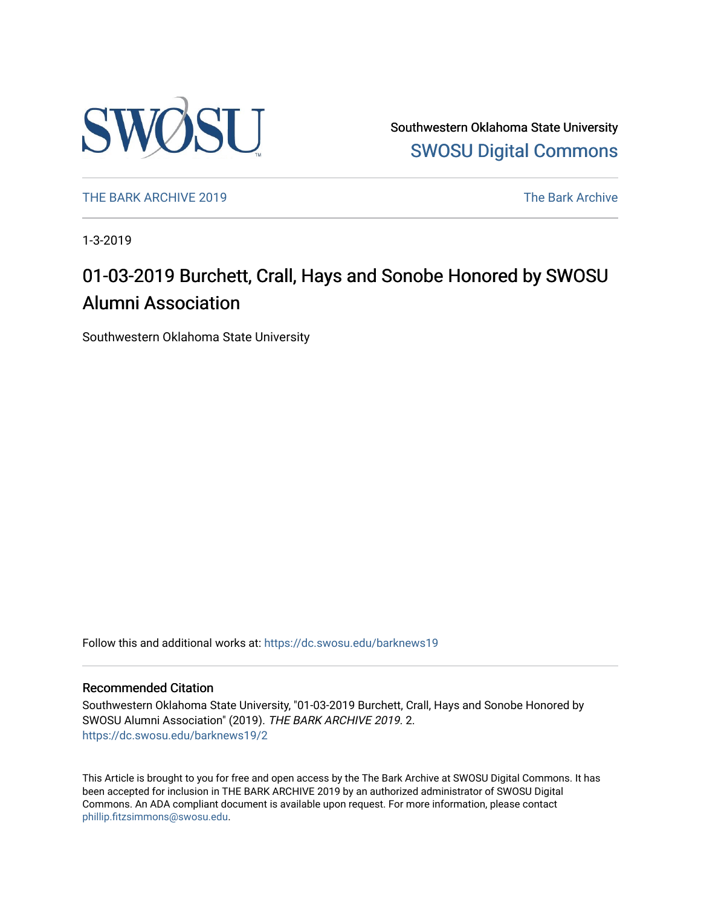Southwestern Oklahoma State University

SWOSU Digital Commons

THE BARK ARCHIVE 2019

The Bark Archive

1-3-2019

# 01-03-2019 Burchett, Crall, Hays and Sonobe Honored by SWOSU Alumni Association

Southwestern Oklahoma State University

Follow this and additional works at: https://dc.swosu.edu/barknews19

## Recommended Citation

Southwestern Oklahoma State University, "01-03-2019 Burchett, Crall, Hays and Sonobe Honored by SWOSU Alumni Association" (2019). *THE BARK ARCHIVE 2019*. 2.
https://dc.swosu.edu/barknews19/2

This Article is brought to you for free and open access by the The Bark Archive at SWOSU Digital Commons. It has been accepted for inclusion in THE BARK ARCHIVE 2019 by an authorized administrator of SWOSU Digital Commons. An ADA compliant document is available upon request. For more information, please contact phillip.fitzsimmons@swosu.edu.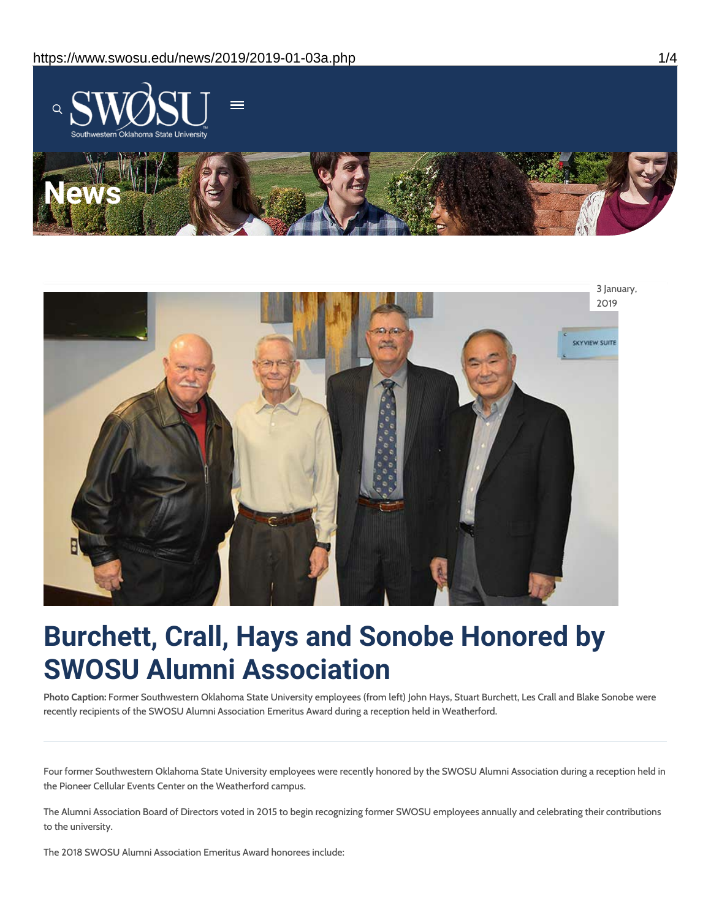3 January, 2019

# Burchett, Crall, Hays and Sonobe Honored by SWOSU Alumni Association

**Photo Caption:** Former Southwestern Oklahoma State University employees (from left) John Hays, Stuart Burchett, Les Crall and Blake Sonobe were recently recipients of the SWOSU Alumni Association Emeritus Award during a reception held in Weatherford.

Four former Southwestern Oklahoma State University employees were recently honored by the SWOSU Alumni Association during a reception held in the Pioneer Cellular Events Center on the Weatherford campus.

The Alumni Association Board of Directors voted in 2015 to begin recognizing former SWOSU employees annually and celebrating their contributions to the university.

The 2018 SWOSU Alumni Association Emeritus Award honorees include: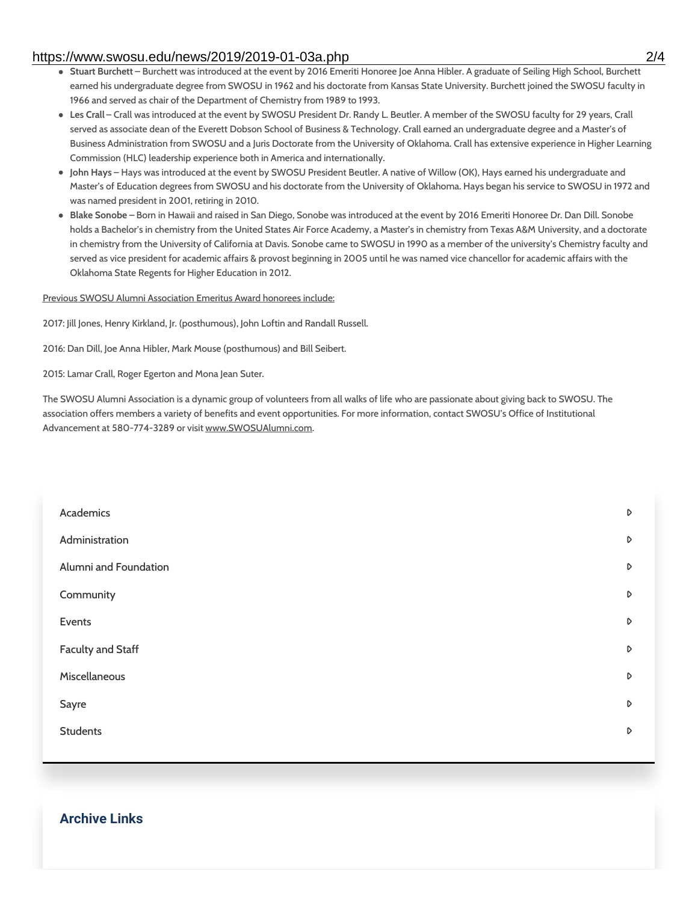- **Stuart Burchett** – Burchett was introduced at the event by 2016 Emeriti Honoree Joe Anna Hibler. A graduate of Seiling High School, Burchett earned his undergraduate degree from SWOSU in 1962 and his doctorate from Kansas State University. Burchett joined the SWOSU faculty in 1966 and served as chair of the Department of Chemistry from 1989 to 1993.
- **Les Crall** – Crall was introduced at the event by SWOSU President Dr. Randy L. Beutler. A member of the SWOSU faculty for 29 years, Crall served as associate dean of the Everett Dobson School of Business & Technology. Crall earned an undergraduate degree and a Master's of Business Administration from SWOSU and a Juris Doctorate from the University of Oklahoma. Crall has extensive experience in Higher Learning Commission (HLC) leadership experience both in America and internationally.
- **John Hays** – Hays was introduced at the event by SWOSU President Beutler. A native of Willow (OK), Hays earned his undergraduate and Master's of Education degrees from SWOSU and his doctorate from the University of Oklahoma. Hays began his service to SWOSU in 1972 and was named president in 2001, retiring in 2010.
- **Blake Sonobe** – Born in Hawaii and raised in San Diego, Sonobe was introduced at the event by 2016 Emeriti Honoree Dr. Dan Dill. Sonobe holds a Bachelor's in chemistry from the United States Air Force Academy, a Master's in chemistry from Texas A&M University, and a doctorate in chemistry from the University of California at Davis. Sonobe came to SWOSU in 1990 as a member of the university's Chemistry faculty and served as vice president for academic affairs & provost beginning in 2005 until he was named vice chancellor for academic affairs with the Oklahoma State Regents for Higher Education in 2012.

Previous SWOSU Alumni Association Emeritus Award honorees include:

2017: Jill Jones, Henry Kirkland, Jr. (posthumous), John Loftin and Randall Russell.

2016: Dan Dill, Joe Anna Hibler, Mark Mouse (posthumous) and Bill Seibert.

2015: Lamar Crall, Roger Egerton and Mona Jean Suter.

The SWOSU Alumni Association is a dynamic group of volunteers from all walks of life who are passionate about giving back to SWOSU. The association offers members a variety of benefits and event opportunities. For more information, contact SWOSU's Office of Institutional Advancement at 580-774-3289 or visit www.SWOSUAlumni.com.

- Academics
- Administration
- Alumni and Foundation
- Community
- Events
- Faculty and Staff
- Miscellaneous
- Sayre
- Students

## Archive Links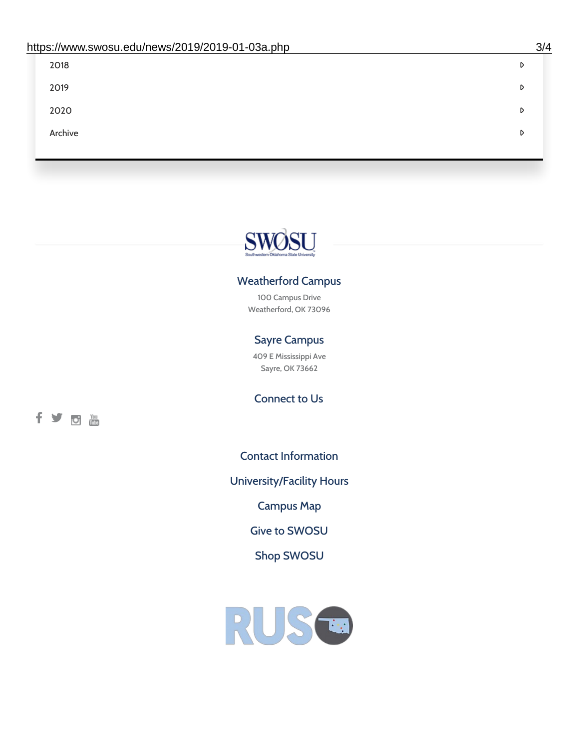- 2018
- 2019
- 2020
- Archive

SWOSU
Southwestern Oklahoma State University

## Weatherford Campus

100 Campus Drive
Weatherford, OK 73096

## Sayre Campus

409 E Mississippi Ave
Sayre, OK 73662

## Connect to Us

Contact Information

University/Facility Hours

Campus Map

Give to SWOSU

Shop SWOSU

RUSO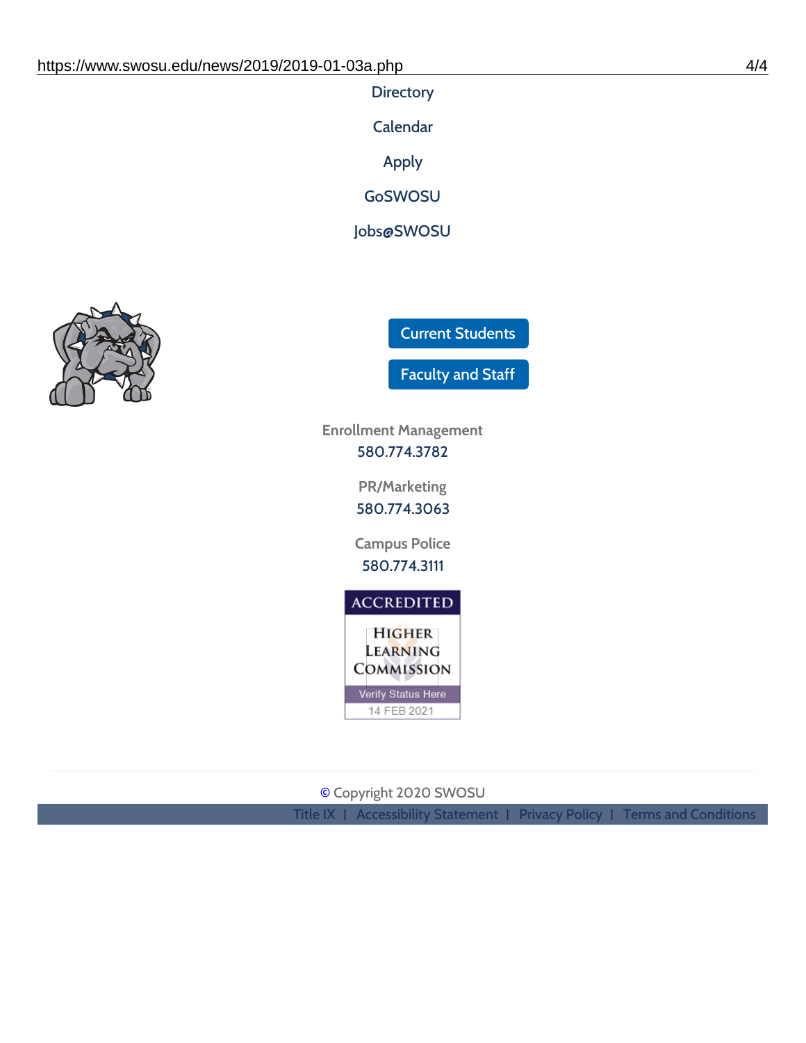Directory

Calendar

Apply

GoSWOSU

Jobs@SWOSU

Current Students

Faculty and Staff

Enrollment Management
580.774.3782

PR/Marketing
580.774.3063

Campus Police
580.774.3111

ACCREDITED
HIGHER LEARNING COMMISSION
Verify Status Here
14 FEB 2021

© Copyright 2020 SWOSU

Title IX | Accessibility Statement | Privacy Policy | Terms and Conditions